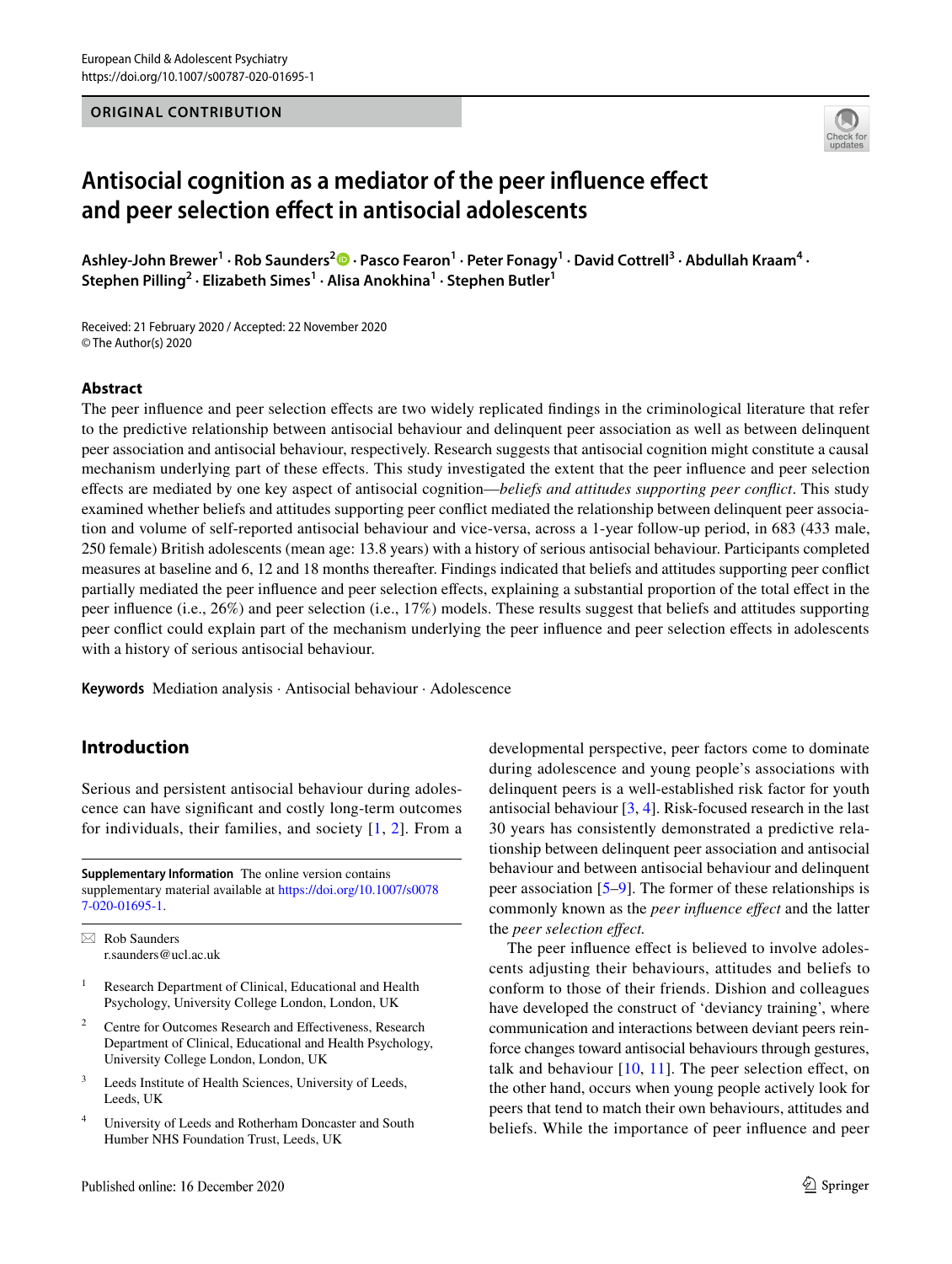ORIGINAL CONTRIBUTION

# Antisocial cognition as a mediator of the peer influence effect and peer selection effect in antisocial adolescents

**Ashley-John Brewer[1] · Rob Saunders[2] · Pasco Fearon[1] · Peter Fonagy[1] · David Cottrell[3] · Abdullah Kraam[4] · Stephen Pilling[2] · Elizabeth Simes[1] · Alisa Anokhina[1] · Stephen Butler[1]**

Received: 21 February 2020 / Accepted: 22 November 2020
© The Author(s) 2020

## Abstract

The peer influence and peer selection effects are two widely replicated findings in the criminological literature that refer to the predictive relationship between antisocial behaviour and delinquent peer association as well as between delinquent peer association and antisocial behaviour, respectively. Research suggests that antisocial cognition might constitute a causal mechanism underlying part of these effects. This study investigated the extent that the peer influence and peer selection effects are mediated by one key aspect of antisocial cognition—*beliefs and attitudes supporting peer conflict*. This study examined whether beliefs and attitudes supporting peer conflict mediated the relationship between delinquent peer association and volume of self-reported antisocial behaviour and vice-versa, across a 1-year follow-up period, in 683 (433 male, 250 female) British adolescents (mean age: 13.8 years) with a history of serious antisocial behaviour. Participants completed measures at baseline and 6, 12 and 18 months thereafter. Findings indicated that beliefs and attitudes supporting peer conflict partially mediated the peer influence and peer selection effects, explaining a substantial proportion of the total effect in the peer influence (i.e., 26%) and peer selection (i.e., 17%) models. These results suggest that beliefs and attitudes supporting peer conflict could explain part of the mechanism underlying the peer influence and peer selection effects in adolescents with a history of serious antisocial behaviour.

**Keywords** Mediation analysis · Antisocial behaviour · Adolescence

## Introduction

Serious and persistent antisocial behaviour during adolescence can have significant and costly long-term outcomes for individuals, their families, and society [1, 2]. From a developmental perspective, peer factors come to dominate during adolescence and young people's associations with delinquent peers is a well-established risk factor for youth antisocial behaviour [3, 4]. Risk-focused research in the last 30 years has consistently demonstrated a predictive relationship between delinquent peer association and antisocial behaviour and between antisocial behaviour and delinquent peer association [5–9]. The former of these relationships is commonly known as the *peer influence effect* and the latter the *peer selection effect.*

The peer influence effect is believed to involve adolescents adjusting their behaviours, attitudes and beliefs to conform to those of their friends. Dishion and colleagues have developed the construct of 'deviancy training', where communication and interactions between deviant peers reinforce changes toward antisocial behaviours through gestures, talk and behaviour [10, 11]. The peer selection effect, on the other hand, occurs when young people actively look for peers that tend to match their own behaviours, attitudes and beliefs. While the importance of peer influence and peer

---

**Supplementary Information** The online version contains supplementary material available at https://doi.org/10.1007/s00787-020-01695-1.

✉ Rob Saunders
r.saunders@ucl.ac.uk

[1] Research Department of Clinical, Educational and Health Psychology, University College London, London, UK

[2] Centre for Outcomes Research and Effectiveness, Research Department of Clinical, Educational and Health Psychology, University College London, London, UK

[3] Leeds Institute of Health Sciences, University of Leeds, Leeds, UK

[4] University of Leeds and Rotherham Doncaster and South Humber NHS Foundation Trust, Leeds, UK

Published online: 16 December 2020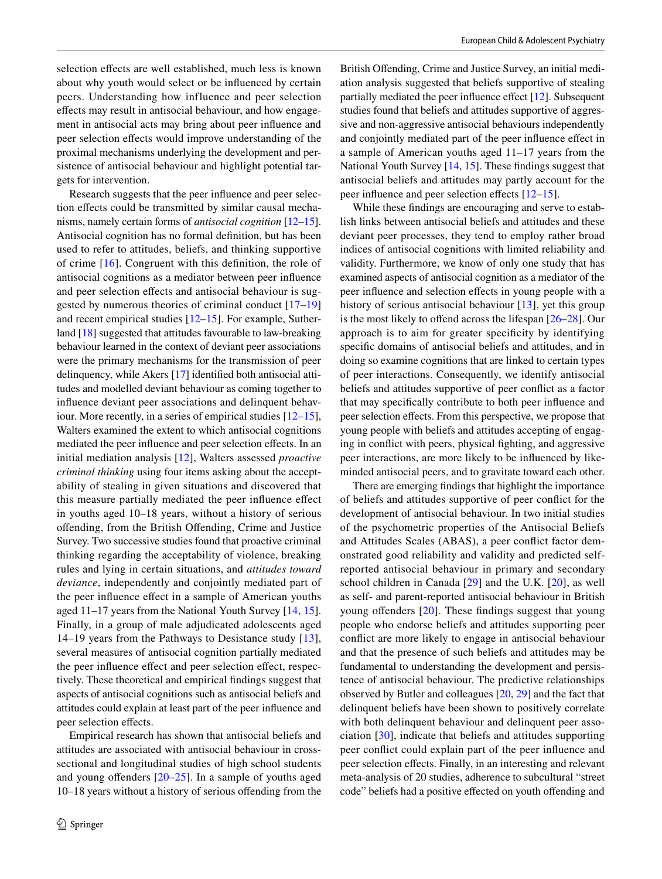selection effects are well established, much less is known about why youth would select or be influenced by certain peers. Understanding how influence and peer selection effects may result in antisocial behaviour, and how engagement in antisocial acts may bring about peer influence and peer selection effects would improve understanding of the proximal mechanisms underlying the development and persistence of antisocial behaviour and highlight potential targets for intervention.

Research suggests that the peer influence and peer selection effects could be transmitted by similar causal mechanisms, namely certain forms of *antisocial cognition* [12–15]. Antisocial cognition has no formal definition, but has been used to refer to attitudes, beliefs, and thinking supportive of crime [16]. Congruent with this definition, the role of antisocial cognitions as a mediator between peer influence and peer selection effects and antisocial behaviour is suggested by numerous theories of criminal conduct [17–19] and recent empirical studies [12–15]. For example, Sutherland [18] suggested that attitudes favourable to law-breaking behaviour learned in the context of deviant peer associations were the primary mechanisms for the transmission of peer delinquency, while Akers [17] identified both antisocial attitudes and modelled deviant behaviour as coming together to influence deviant peer associations and delinquent behaviour. More recently, in a series of empirical studies [12–15], Walters examined the extent to which antisocial cognitions mediated the peer influence and peer selection effects. In an initial mediation analysis [12], Walters assessed *proactive criminal thinking* using four items asking about the acceptability of stealing in given situations and discovered that this measure partially mediated the peer influence effect in youths aged 10–18 years, without a history of serious offending, from the British Offending, Crime and Justice Survey. Two successive studies found that proactive criminal thinking regarding the acceptability of violence, breaking rules and lying in certain situations, and *attitudes toward deviance*, independently and conjointly mediated part of the peer influence effect in a sample of American youths aged 11–17 years from the National Youth Survey [14, 15]. Finally, in a group of male adjudicated adolescents aged 14–19 years from the Pathways to Desistance study [13], several measures of antisocial cognition partially mediated the peer influence effect and peer selection effect, respectively. These theoretical and empirical findings suggest that aspects of antisocial cognitions such as antisocial beliefs and attitudes could explain at least part of the peer influence and peer selection effects.

Empirical research has shown that antisocial beliefs and attitudes are associated with antisocial behaviour in cross-sectional and longitudinal studies of high school students and young offenders [20–25]. In a sample of youths aged 10–18 years without a history of serious offending from the British Offending, Crime and Justice Survey, an initial mediation analysis suggested that beliefs supportive of stealing partially mediated the peer influence effect [12]. Subsequent studies found that beliefs and attitudes supportive of aggressive and non-aggressive antisocial behaviours independently and conjointly mediated part of the peer influence effect in a sample of American youths aged 11–17 years from the National Youth Survey [14, 15]. These findings suggest that antisocial beliefs and attitudes may partly account for the peer influence and peer selection effects [12–15].

While these findings are encouraging and serve to establish links between antisocial beliefs and attitudes and these deviant peer processes, they tend to employ rather broad indices of antisocial cognitions with limited reliability and validity. Furthermore, we know of only one study that has examined aspects of antisocial cognition as a mediator of the peer influence and selection effects in young people with a history of serious antisocial behaviour [13], yet this group is the most likely to offend across the lifespan [26–28]. Our approach is to aim for greater specificity by identifying specific domains of antisocial beliefs and attitudes, and in doing so examine cognitions that are linked to certain types of peer interactions. Consequently, we identify antisocial beliefs and attitudes supportive of peer conflict as a factor that may specifically contribute to both peer influence and peer selection effects. From this perspective, we propose that young people with beliefs and attitudes accepting of engaging in conflict with peers, physical fighting, and aggressive peer interactions, are more likely to be influenced by like-minded antisocial peers, and to gravitate toward each other.

There are emerging findings that highlight the importance of beliefs and attitudes supportive of peer conflict for the development of antisocial behaviour. In two initial studies of the psychometric properties of the Antisocial Beliefs and Attitudes Scales (ABAS), a peer conflict factor demonstrated good reliability and validity and predicted self-reported antisocial behaviour in primary and secondary school children in Canada [29] and the U.K. [20], as well as self- and parent-reported antisocial behaviour in British young offenders [20]. These findings suggest that young people who endorse beliefs and attitudes supporting peer conflict are more likely to engage in antisocial behaviour and that the presence of such beliefs and attitudes may be fundamental to understanding the development and persistence of antisocial behaviour. The predictive relationships observed by Butler and colleagues [20, 29] and the fact that delinquent beliefs have been shown to positively correlate with both delinquent behaviour and delinquent peer association [30], indicate that beliefs and attitudes supporting peer conflict could explain part of the peer influence and peer selection effects. Finally, in an interesting and relevant meta-analysis of 20 studies, adherence to subcultural "street code" beliefs had a positive effected on youth offending and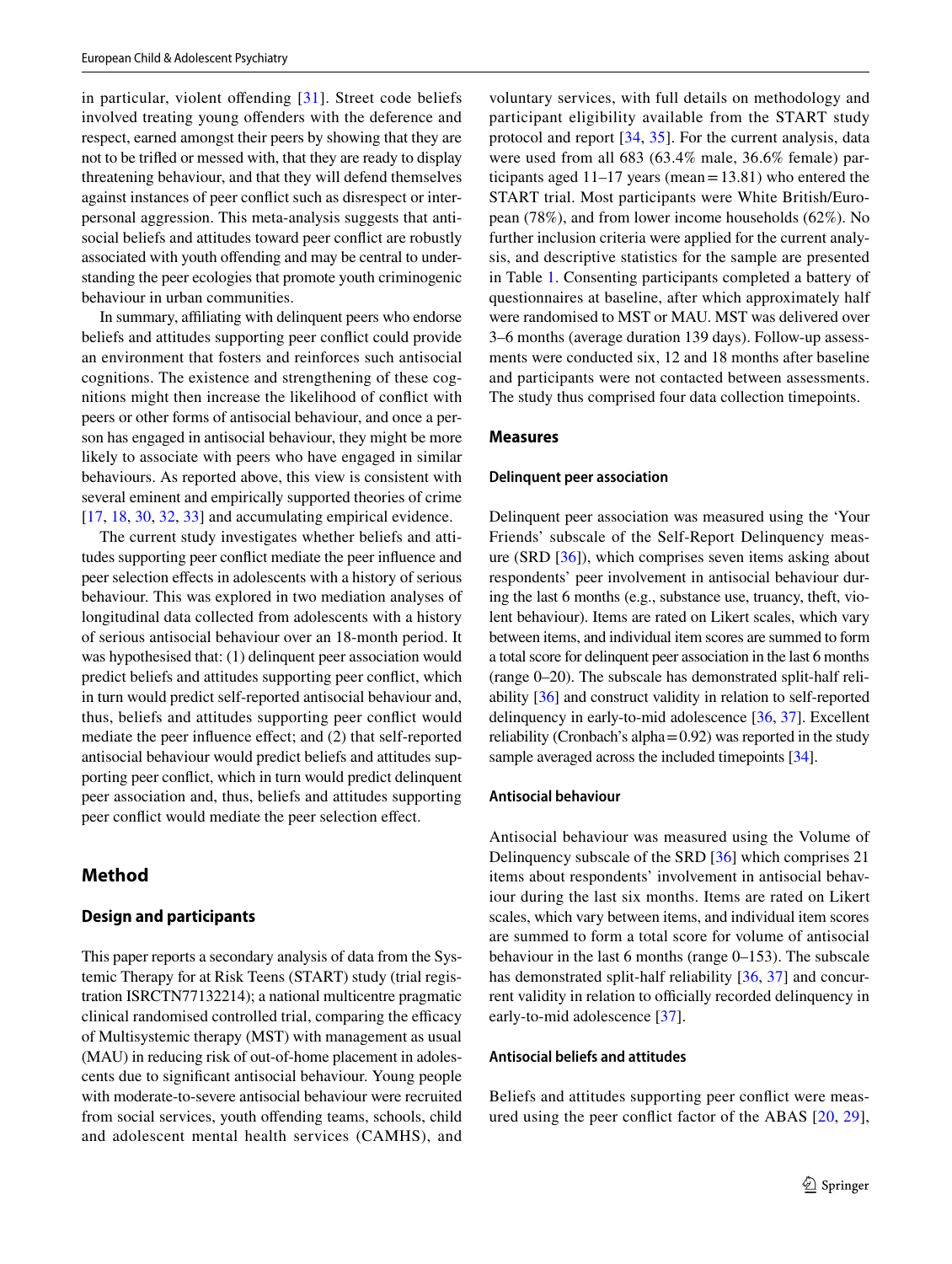in particular, violent offending [31]. Street code beliefs involved treating young offenders with the deference and respect, earned amongst their peers by showing that they are not to be trifled or messed with, that they are ready to display threatening behaviour, and that they will defend themselves against instances of peer conflict such as disrespect or interpersonal aggression. This meta-analysis suggests that antisocial beliefs and attitudes toward peer conflict are robustly associated with youth offending and may be central to understanding the peer ecologies that promote youth criminogenic behaviour in urban communities.

In summary, affiliating with delinquent peers who endorse beliefs and attitudes supporting peer conflict could provide an environment that fosters and reinforces such antisocial cognitions. The existence and strengthening of these cognitions might then increase the likelihood of conflict with peers or other forms of antisocial behaviour, and once a person has engaged in antisocial behaviour, they might be more likely to associate with peers who have engaged in similar behaviours. As reported above, this view is consistent with several eminent and empirically supported theories of crime [17, 18, 30, 32, 33] and accumulating empirical evidence.

The current study investigates whether beliefs and attitudes supporting peer conflict mediate the peer influence and peer selection effects in adolescents with a history of serious behaviour. This was explored in two mediation analyses of longitudinal data collected from adolescents with a history of serious antisocial behaviour over an 18-month period. It was hypothesised that: (1) delinquent peer association would predict beliefs and attitudes supporting peer conflict, which in turn would predict self-reported antisocial behaviour and, thus, beliefs and attitudes supporting peer conflict would mediate the peer influence effect; and (2) that self-reported antisocial behaviour would predict beliefs and attitudes supporting peer conflict, which in turn would predict delinquent peer association and, thus, beliefs and attitudes supporting peer conflict would mediate the peer selection effect.

## Method

### Design and participants

This paper reports a secondary analysis of data from the Systemic Therapy for at Risk Teens (START) study (trial registration ISRCTN77132214); a national multicentre pragmatic clinical randomised controlled trial, comparing the efficacy of Multisystemic therapy (MST) with management as usual (MAU) in reducing risk of out-of-home placement in adolescents due to significant antisocial behaviour. Young people with moderate-to-severe antisocial behaviour were recruited from social services, youth offending teams, schools, child and adolescent mental health services (CAMHS), and voluntary services, with full details on methodology and participant eligibility available from the START study protocol and report [34, 35]. For the current analysis, data were used from all 683 (63.4% male, 36.6% female) participants aged 11–17 years (mean = 13.81) who entered the START trial. Most participants were White British/European (78%), and from lower income households (62%). No further inclusion criteria were applied for the current analysis, and descriptive statistics for the sample are presented in Table 1. Consenting participants completed a battery of questionnaires at baseline, after which approximately half were randomised to MST or MAU. MST was delivered over 3–6 months (average duration 139 days). Follow-up assessments were conducted six, 12 and 18 months after baseline and participants were not contacted between assessments. The study thus comprised four data collection timepoints.

### Measures

#### Delinquent peer association

Delinquent peer association was measured using the 'Your Friends' subscale of the Self-Report Delinquency measure (SRD [36]), which comprises seven items asking about respondents' peer involvement in antisocial behaviour during the last 6 months (e.g., substance use, truancy, theft, violent behaviour). Items are rated on Likert scales, which vary between items, and individual item scores are summed to form a total score for delinquent peer association in the last 6 months (range 0–20). The subscale has demonstrated split-half reliability [36] and construct validity in relation to self-reported delinquency in early-to-mid adolescence [36, 37]. Excellent reliability (Cronbach's alpha = 0.92) was reported in the study sample averaged across the included timepoints [34].

#### Antisocial behaviour

Antisocial behaviour was measured using the Volume of Delinquency subscale of the SRD [36] which comprises 21 items about respondents' involvement in antisocial behaviour during the last six months. Items are rated on Likert scales, which vary between items, and individual item scores are summed to form a total score for volume of antisocial behaviour in the last 6 months (range 0–153). The subscale has demonstrated split-half reliability [36, 37] and concurrent validity in relation to officially recorded delinquency in early-to-mid adolescence [37].

#### Antisocial beliefs and attitudes

Beliefs and attitudes supporting peer conflict were measured using the peer conflict factor of the ABAS [20, 29],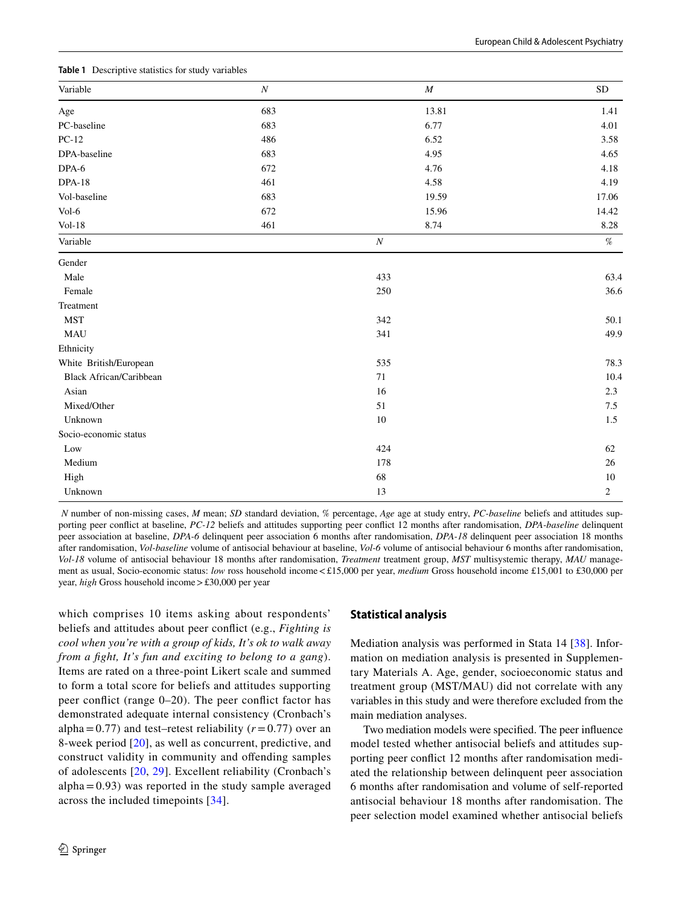**Table 1** Descriptive statistics for study variables

| Variable | *N* | *M* | SD |
|---|---|---|---|
| Age | 683 | 13.81 | 1.41 |
| PC-baseline | 683 | 6.77 | 4.01 |
| PC-12 | 486 | 6.52 | 3.58 |
| DPA-baseline | 683 | 4.95 | 4.65 |
| DPA-6 | 672 | 4.76 | 4.18 |
| DPA-18 | 461 | 4.58 | 4.19 |
| Vol-baseline | 683 | 19.59 | 17.06 |
| Vol-6 | 672 | 15.96 | 14.42 |
| Vol-18 | 461 | 8.74 | 8.28 |

| Variable | *N* | % |
|---|---|---|
| Gender | | |
| Male | 433 | 63.4 |
| Female | 250 | 36.6 |
| Treatment | | |
| MST | 342 | 50.1 |
| MAU | 341 | 49.9 |
| Ethnicity | | |
| White British/European | 535 | 78.3 |
| Black African/Caribbean | 71 | 10.4 |
| Asian | 16 | 2.3 |
| Mixed/Other | 51 | 7.5 |
| Unknown | 10 | 1.5 |
| Socio-economic status | | |
| Low | 424 | 62 |
| Medium | 178 | 26 |
| High | 68 | 10 |
| Unknown | 13 | 2 |

*N* number of non-missing cases, *M* mean; *SD* standard deviation, % percentage, *Age* age at study entry, *PC-baseline* beliefs and attitudes supporting peer conflict at baseline, *PC-12* beliefs and attitudes supporting peer conflict 12 months after randomisation, *DPA-baseline* delinquent peer association at baseline, *DPA-6* delinquent peer association 6 months after randomisation, *DPA-18* delinquent peer association 18 months after randomisation, *Vol-baseline* volume of antisocial behaviour at baseline, *Vol-6* volume of antisocial behaviour 6 months after randomisation, *Vol-18* volume of antisocial behaviour 18 months after randomisation, *Treatment* treatment group, *MST* multisystemic therapy, *MAU* management as usual, Socio-economic status: *low* ross household income < £15,000 per year, *medium* Gross household income £15,001 to £30,000 per year, *high* Gross household income > £30,000 per year

which comprises 10 items asking about respondents' beliefs and attitudes about peer conflict (e.g., *Fighting is cool when you're with a group of kids, It's ok to walk away from a fight, It's fun and exciting to belong to a gang*). Items are rated on a three-point Likert scale and summed to form a total score for beliefs and attitudes supporting peer conflict (range 0–20). The peer conflict factor has demonstrated adequate internal consistency (Cronbach's alpha = 0.77) and test–retest reliability ($r = 0.77$) over an 8-week period [20], as well as concurrent, predictive, and construct validity in community and offending samples of adolescents [20, 29]. Excellent reliability (Cronbach's alpha = 0.93) was reported in the study sample averaged across the included timepoints [34].

## Statistical analysis

Mediation analysis was performed in Stata 14 [38]. Information on mediation analysis is presented in Supplementary Materials A. Age, gender, socioeconomic status and treatment group (MST/MAU) did not correlate with any variables in this study and were therefore excluded from the main mediation analyses.

Two mediation models were specified. The peer influence model tested whether antisocial beliefs and attitudes supporting peer conflict 12 months after randomisation mediated the relationship between delinquent peer association 6 months after randomisation and volume of self-reported antisocial behaviour 18 months after randomisation. The peer selection model examined whether antisocial beliefs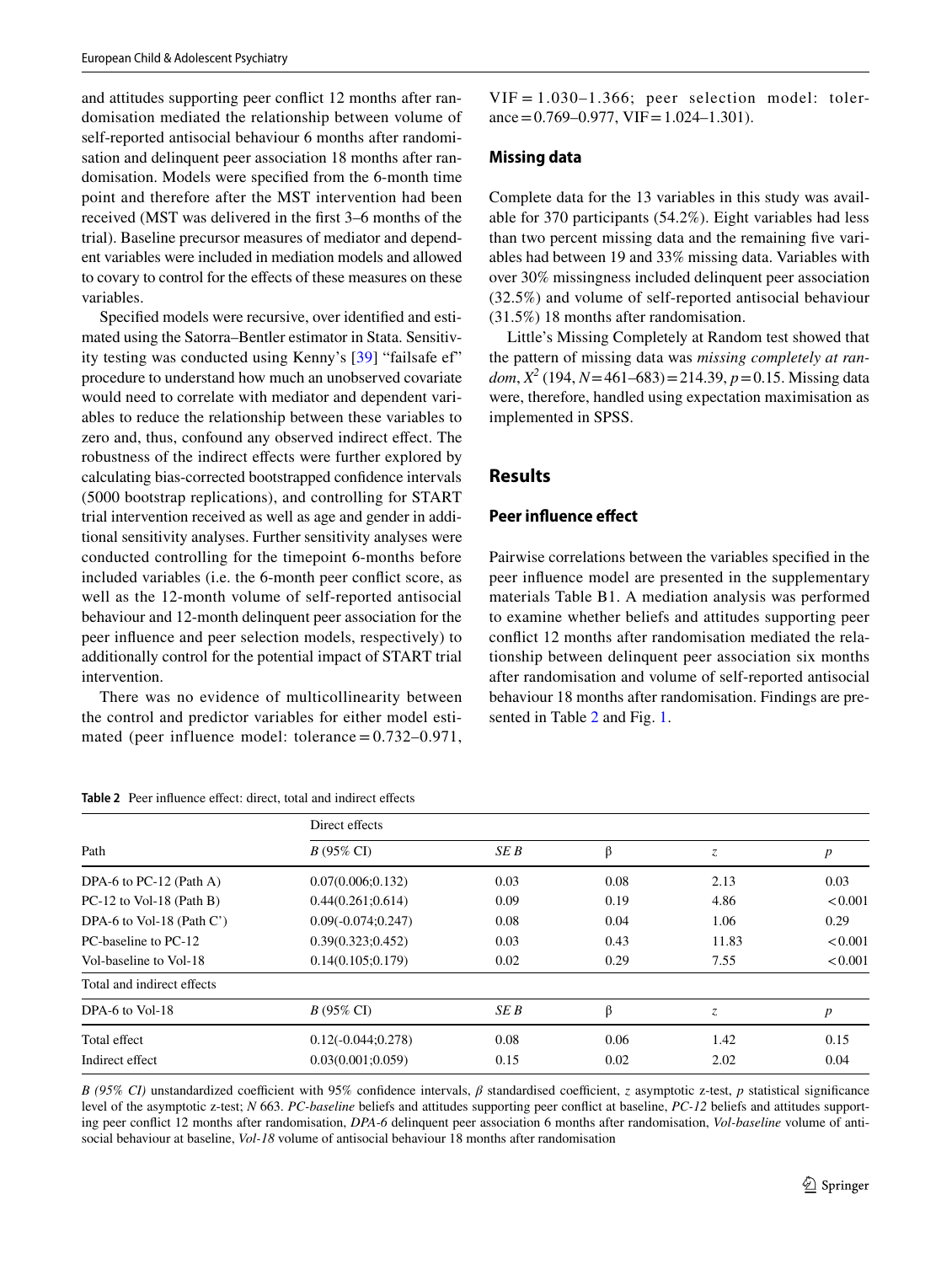and attitudes supporting peer conflict 12 months after randomisation mediated the relationship between volume of self-reported antisocial behaviour 6 months after randomisation and delinquent peer association 18 months after randomisation. Models were specified from the 6-month time point and therefore after the MST intervention had been received (MST was delivered in the first 3–6 months of the trial). Baseline precursor measures of mediator and dependent variables were included in mediation models and allowed to covary to control for the effects of these measures on these variables.

Specified models were recursive, over identified and estimated using the Satorra–Bentler estimator in Stata. Sensitivity testing was conducted using Kenny's [39] "failsafe ef" procedure to understand how much an unobserved covariate would need to correlate with mediator and dependent variables to reduce the relationship between these variables to zero and, thus, confound any observed indirect effect. The robustness of the indirect effects were further explored by calculating bias-corrected bootstrapped confidence intervals (5000 bootstrap replications), and controlling for START trial intervention received as well as age and gender in additional sensitivity analyses. Further sensitivity analyses were conducted controlling for the timepoint 6-months before included variables (i.e. the 6-month peer conflict score, as well as the 12-month volume of self-reported antisocial behaviour and 12-month delinquent peer association for the peer influence and peer selection models, respectively) to additionally control for the potential impact of START trial intervention.

There was no evidence of multicollinearity between the control and predictor variables for either model estimated (peer influence model: tolerance = 0.732–0.971, VIF = 1.030–1.366; peer selection model: tolerance = 0.769–0.977, VIF = 1.024–1.301).

### Missing data

Complete data for the 13 variables in this study was available for 370 participants (54.2%). Eight variables had less than two percent missing data and the remaining five variables had between 19 and 33% missing data. Variables with over 30% missingness included delinquent peer association (32.5%) and volume of self-reported antisocial behaviour (31.5%) 18 months after randomisation.

Little's Missing Completely at Random test showed that the pattern of missing data was *missing completely at random*, $X^2$ (194, $N$ = 461–683) = 214.39, $p$ = 0.15. Missing data were, therefore, handled using expectation maximisation as implemented in SPSS.

## Results

### Peer influence effect

Pairwise correlations between the variables specified in the peer influence model are presented in the supplementary materials Table B1. A mediation analysis was performed to examine whether beliefs and attitudes supporting peer conflict 12 months after randomisation mediated the relationship between delinquent peer association six months after randomisation and volume of self-reported antisocial behaviour 18 months after randomisation. Findings are presented in Table 2 and Fig. 1.

**Table 2** Peer influence effect: direct, total and indirect effects

| Path | Direct effects | | | | |
|---|---|---|---|---|---|
| | *B* (95% CI) | *SE B* | β | *z* | *p* |
| DPA-6 to PC-12 (Path A) | 0.07(0.006;0.132) | 0.03 | 0.08 | 2.13 | 0.03 |
| PC-12 to Vol-18 (Path B) | 0.44(0.261;0.614) | 0.09 | 0.19 | 4.86 | < 0.001 |
| DPA-6 to Vol-18 (Path C') | 0.09(-0.074;0.247) | 0.08 | 0.04 | 1.06 | 0.29 |
| PC-baseline to PC-12 | 0.39(0.323;0.452) | 0.03 | 0.43 | 11.83 | < 0.001 |
| Vol-baseline to Vol-18 | 0.14(0.105;0.179) | 0.02 | 0.29 | 7.55 | < 0.001 |
| Total and indirect effects | | | | | |
| DPA-6 to Vol-18 | *B* (95% CI) | *SE B* | β | *z* | *p* |
| Total effect | 0.12(-0.044;0.278) | 0.08 | 0.06 | 1.42 | 0.15 |
| Indirect effect | 0.03(0.001;0.059) | 0.15 | 0.02 | 2.02 | 0.04 |

*B (95% CI)* unstandardized coefficient with 95% confidence intervals, *β* standardised coefficient, *z* asymptotic z-test, *p* statistical significance level of the asymptotic z-test; *N* 663. *PC-baseline* beliefs and attitudes supporting peer conflict at baseline, *PC-12* beliefs and attitudes supporting peer conflict 12 months after randomisation, *DPA-6* delinquent peer association 6 months after randomisation, *Vol-baseline* volume of antisocial behaviour at baseline, *Vol-18* volume of antisocial behaviour 18 months after randomisation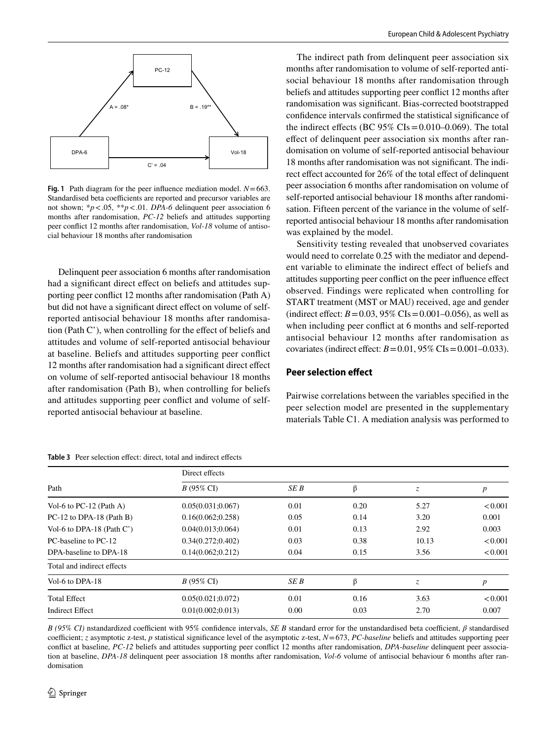PC-12

A = .08*

B = .19**

DPA-6

Vol-18

C' = .04

**Fig. 1** Path diagram for the peer influence mediation model. $N=663$. Standardised beta coefficients are reported and precursor variables are not shown; $^{*}p<.05$, $^{**}p<.01$. *DPA-6* delinquent peer association 6 months after randomisation, *PC-12* beliefs and attitudes supporting peer conflict 12 months after randomisation, *Vol-18* volume of antisocial behaviour 18 months after randomisation

Delinquent peer association 6 months after randomisation had a significant direct effect on beliefs and attitudes supporting peer conflict 12 months after randomisation (Path A) but did not have a significant direct effect on volume of self-reported antisocial behaviour 18 months after randomisation (Path C'), when controlling for the effect of beliefs and attitudes and volume of self-reported antisocial behaviour at baseline. Beliefs and attitudes supporting peer conflict 12 months after randomisation had a significant direct effect on volume of self-reported antisocial behaviour 18 months after randomisation (Path B), when controlling for beliefs and attitudes supporting peer conflict and volume of self-reported antisocial behaviour at baseline.

The indirect path from delinquent peer association six months after randomisation to volume of self-reported antisocial behaviour 18 months after randomisation through beliefs and attitudes supporting peer conflict 12 months after randomisation was significant. Bias-corrected bootstrapped confidence intervals confirmed the statistical significance of the indirect effects (BC 95% CIs = 0.010–0.069). The total effect of delinquent peer association six months after randomisation on volume of self-reported antisocial behaviour 18 months after randomisation was not significant. The indirect effect accounted for 26% of the total effect of delinquent peer association 6 months after randomisation on volume of self-reported antisocial behaviour 18 months after randomisation. Fifteen percent of the variance in the volume of self-reported antisocial behaviour 18 months after randomisation was explained by the model.

Sensitivity testing revealed that unobserved covariates would need to correlate 0.25 with the mediator and dependent variable to eliminate the indirect effect of beliefs and attitudes supporting peer conflict on the peer influence effect observed. Findings were replicated when controlling for START treatment (MST or MAU) received, age and gender (indirect effect: $B=0.03$, 95% CIs = 0.001–0.056), as well as when including peer conflict at 6 months and self-reported antisocial behaviour 12 months after randomisation as covariates (indirect effect: $B=0.01$, 95% CIs = 0.001–0.033).

### Peer selection effect

Pairwise correlations between the variables specified in the peer selection model are presented in the supplementary materials Table C1. A mediation analysis was performed to

**Table 3** Peer selection effect: direct, total and indirect effects

| Path | Direct effects | | | | |
|---|---|---|---|---|---|
| | *B* (95% CI) | *SE B* | β | *z* | *p* |
| Vol-6 to PC-12 (Path A) | 0.05(0.031;0.067) | 0.01 | 0.20 | 5.27 | < 0.001 |
| PC-12 to DPA-18 (Path B) | 0.16(0.062;0.258) | 0.05 | 0.14 | 3.20 | 0.001 |
| Vol-6 to DPA-18 (Path C') | 0.04(0.013;0.064) | 0.01 | 0.13 | 2.92 | 0.003 |
| PC-baseline to PC-12 | 0.34(0.272;0.402) | 0.03 | 0.38 | 10.13 | < 0.001 |
| DPA-baseline to DPA-18 | 0.14(0.062;0.212) | 0.04 | 0.15 | 3.56 | < 0.001 |
| Total and indirect effects | | | | | |
| Vol-6 to DPA-18 | *B* (95% CI) | *SE B* | β | *z* | *p* |
| Total Effect | 0.05(0.021;0.072) | 0.01 | 0.16 | 3.63 | < 0.001 |
| Indirect Effect | 0.01(0.002;0.013) | 0.00 | 0.03 | 2.70 | 0.007 |

*B (95% CI)* nstandardized coefficient with 95% confidence intervals, *SE B* standard error for the unstandardised beta coefficient, *β* standardised coefficient; *z* asymptotic z-test, *p* statistical significance level of the asymptotic z-test, $N=673$, *PC-baseline* beliefs and attitudes supporting peer conflict at baseline, *PC-12* beliefs and attitudes supporting peer conflict 12 months after randomisation, *DPA-baseline* delinquent peer association at baseline, *DPA-18* delinquent peer association 18 months after randomisation, *Vol-6* volume of antisocial behaviour 6 months after randomisation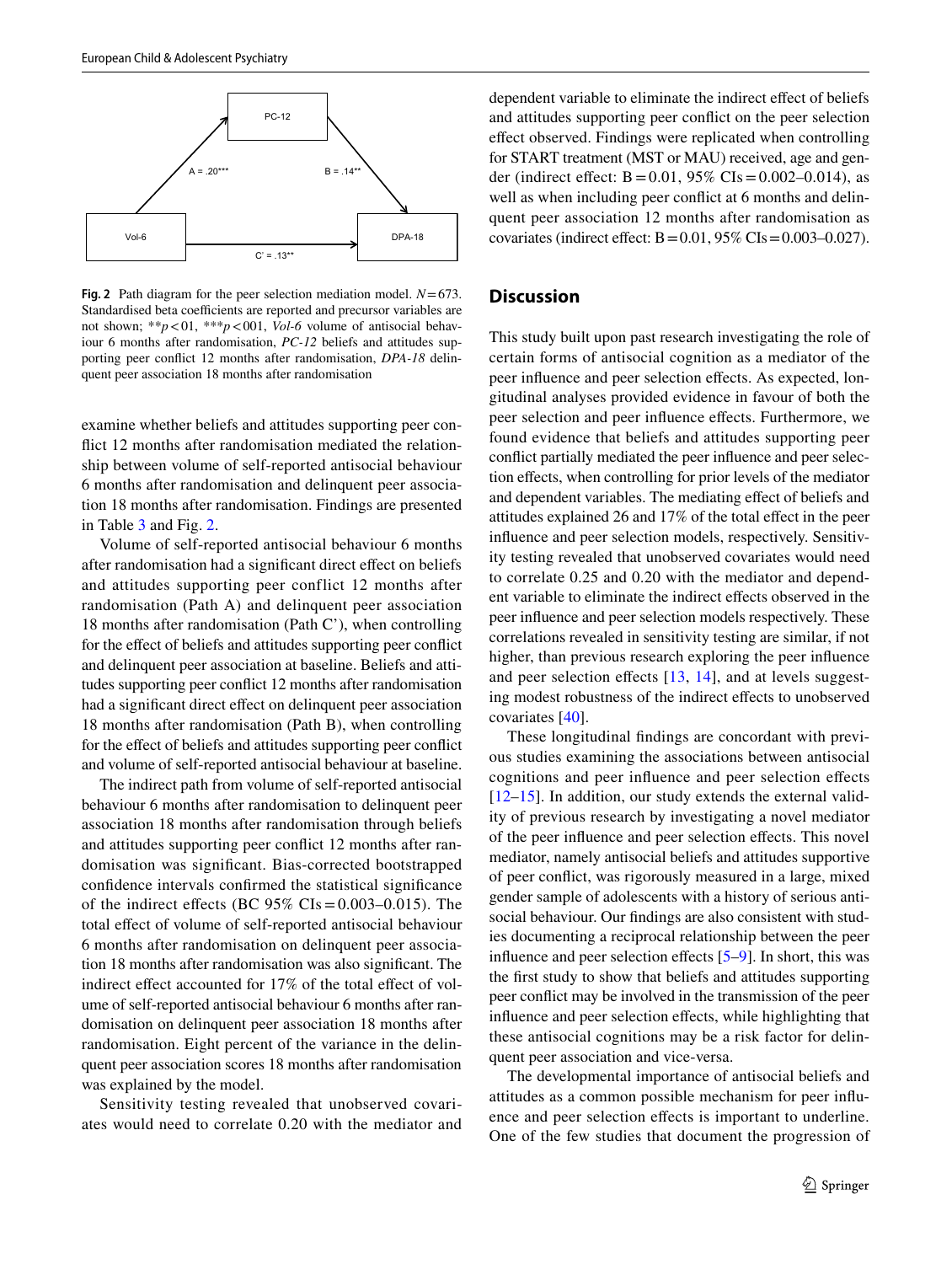Fig. 2 Path diagram for the peer selection mediation model. $N = 673$. Standardised beta coefficients are reported and precursor variables are not shown; $^{**}p < 01$, $^{***}p < 001$, *Vol-6* volume of antisocial behaviour 6 months after randomisation, *PC-12* beliefs and attitudes supporting peer conflict 12 months after randomisation, *DPA-18* delinquent peer association 18 months after randomisation

examine whether beliefs and attitudes supporting peer conflict 12 months after randomisation mediated the relationship between volume of self-reported antisocial behaviour 6 months after randomisation and delinquent peer association 18 months after randomisation. Findings are presented in Table 3 and Fig. 2.

Volume of self-reported antisocial behaviour 6 months after randomisation had a significant direct effect on beliefs and attitudes supporting peer conflict 12 months after randomisation (Path A) and delinquent peer association 18 months after randomisation (Path C'), when controlling for the effect of beliefs and attitudes supporting peer conflict and delinquent peer association at baseline. Beliefs and attitudes supporting peer conflict 12 months after randomisation had a significant direct effect on delinquent peer association 18 months after randomisation (Path B), when controlling for the effect of beliefs and attitudes supporting peer conflict and volume of self-reported antisocial behaviour at baseline.

The indirect path from volume of self-reported antisocial behaviour 6 months after randomisation to delinquent peer association 18 months after randomisation through beliefs and attitudes supporting peer conflict 12 months after randomisation was significant. Bias-corrected bootstrapped confidence intervals confirmed the statistical significance of the indirect effects (BC 95% CIs = 0.003–0.015). The total effect of volume of self-reported antisocial behaviour 6 months after randomisation on delinquent peer association 18 months after randomisation was also significant. The indirect effect accounted for 17% of the total effect of volume of self-reported antisocial behaviour 6 months after randomisation on delinquent peer association 18 months after randomisation. Eight percent of the variance in the delinquent peer association scores 18 months after randomisation was explained by the model.

Sensitivity testing revealed that unobserved covariates would need to correlate 0.20 with the mediator and dependent variable to eliminate the indirect effect of beliefs and attitudes supporting peer conflict on the peer selection effect observed. Findings were replicated when controlling for START treatment (MST or MAU) received, age and gender (indirect effect: B = 0.01, 95% CIs = 0.002–0.014), as well as when including peer conflict at 6 months and delinquent peer association 12 months after randomisation as covariates (indirect effect: B = 0.01, 95% CIs = 0.003–0.027).

## Discussion

This study built upon past research investigating the role of certain forms of antisocial cognition as a mediator of the peer influence and peer selection effects. As expected, longitudinal analyses provided evidence in favour of both the peer selection and peer influence effects. Furthermore, we found evidence that beliefs and attitudes supporting peer conflict partially mediated the peer influence and peer selection effects, when controlling for prior levels of the mediator and dependent variables. The mediating effect of beliefs and attitudes explained 26 and 17% of the total effect in the peer influence and peer selection models, respectively. Sensitivity testing revealed that unobserved covariates would need to correlate 0.25 and 0.20 with the mediator and dependent variable to eliminate the indirect effects observed in the peer influence and peer selection models respectively. These correlations revealed in sensitivity testing are similar, if not higher, than previous research exploring the peer influence and peer selection effects [13, 14], and at levels suggesting modest robustness of the indirect effects to unobserved covariates [40].

These longitudinal findings are concordant with previous studies examining the associations between antisocial cognitions and peer influence and peer selection effects [12–15]. In addition, our study extends the external validity of previous research by investigating a novel mediator of the peer influence and peer selection effects. This novel mediator, namely antisocial beliefs and attitudes supportive of peer conflict, was rigorously measured in a large, mixed gender sample of adolescents with a history of serious antisocial behaviour. Our findings are also consistent with studies documenting a reciprocal relationship between the peer influence and peer selection effects [5–9]. In short, this was the first study to show that beliefs and attitudes supporting peer conflict may be involved in the transmission of the peer influence and peer selection effects, while highlighting that these antisocial cognitions may be a risk factor for delinquent peer association and vice-versa.

The developmental importance of antisocial beliefs and attitudes as a common possible mechanism for peer influence and peer selection effects is important to underline. One of the few studies that document the progression of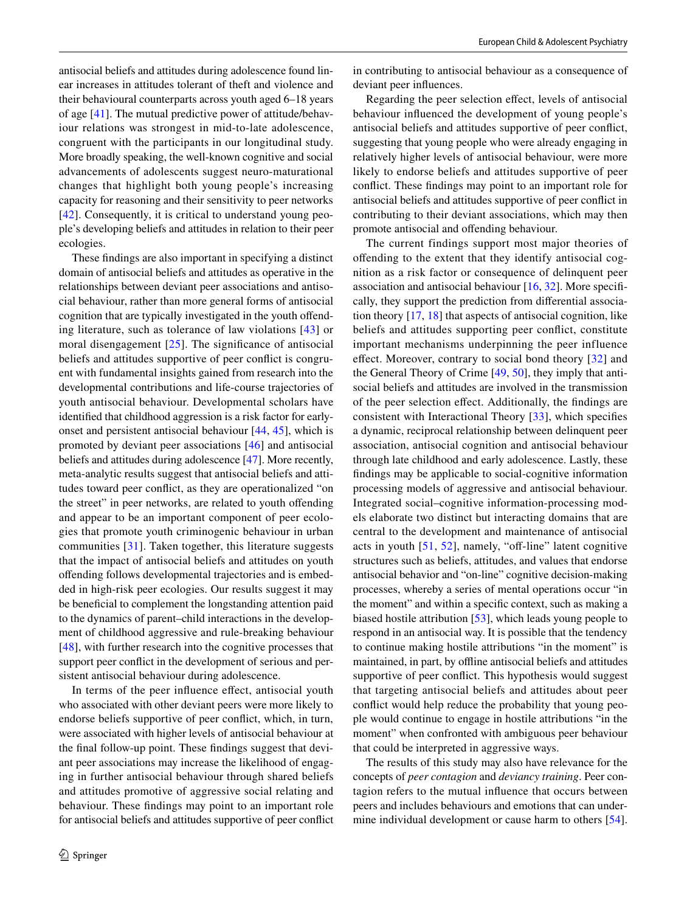antisocial beliefs and attitudes during adolescence found linear increases in attitudes tolerant of theft and violence and their behavioural counterparts across youth aged 6–18 years of age [41]. The mutual predictive power of attitude/behaviour relations was strongest in mid-to-late adolescence, congruent with the participants in our longitudinal study. More broadly speaking, the well-known cognitive and social advancements of adolescents suggest neuro-maturational changes that highlight both young people's increasing capacity for reasoning and their sensitivity to peer networks [42]. Consequently, it is critical to understand young people's developing beliefs and attitudes in relation to their peer ecologies.

These findings are also important in specifying a distinct domain of antisocial beliefs and attitudes as operative in the relationships between deviant peer associations and antisocial behaviour, rather than more general forms of antisocial cognition that are typically investigated in the youth offending literature, such as tolerance of law violations [43] or moral disengagement [25]. The significance of antisocial beliefs and attitudes supportive of peer conflict is congruent with fundamental insights gained from research into the developmental contributions and life-course trajectories of youth antisocial behaviour. Developmental scholars have identified that childhood aggression is a risk factor for early-onset and persistent antisocial behaviour [44, 45], which is promoted by deviant peer associations [46] and antisocial beliefs and attitudes during adolescence [47]. More recently, meta-analytic results suggest that antisocial beliefs and attitudes toward peer conflict, as they are operationalized "on the street" in peer networks, are related to youth offending and appear to be an important component of peer ecologies that promote youth criminogenic behaviour in urban communities [31]. Taken together, this literature suggests that the impact of antisocial beliefs and attitudes on youth offending follows developmental trajectories and is embedded in high-risk peer ecologies. Our results suggest it may be beneficial to complement the longstanding attention paid to the dynamics of parent–child interactions in the development of childhood aggressive and rule-breaking behaviour [48], with further research into the cognitive processes that support peer conflict in the development of serious and persistent antisocial behaviour during adolescence.

In terms of the peer influence effect, antisocial youth who associated with other deviant peers were more likely to endorse beliefs supportive of peer conflict, which, in turn, were associated with higher levels of antisocial behaviour at the final follow-up point. These findings suggest that deviant peer associations may increase the likelihood of engaging in further antisocial behaviour through shared beliefs and attitudes promotive of aggressive social relating and behaviour. These findings may point to an important role for antisocial beliefs and attitudes supportive of peer conflict in contributing to antisocial behaviour as a consequence of deviant peer influences.

Regarding the peer selection effect, levels of antisocial behaviour influenced the development of young people's antisocial beliefs and attitudes supportive of peer conflict, suggesting that young people who were already engaging in relatively higher levels of antisocial behaviour, were more likely to endorse beliefs and attitudes supportive of peer conflict. These findings may point to an important role for antisocial beliefs and attitudes supportive of peer conflict in contributing to their deviant associations, which may then promote antisocial and offending behaviour.

The current findings support most major theories of offending to the extent that they identify antisocial cognition as a risk factor or consequence of delinquent peer association and antisocial behaviour [16, 32]. More specifically, they support the prediction from differential association theory [17, 18] that aspects of antisocial cognition, like beliefs and attitudes supporting peer conflict, constitute important mechanisms underpinning the peer influence effect. Moreover, contrary to social bond theory [32] and the General Theory of Crime [49, 50], they imply that antisocial beliefs and attitudes are involved in the transmission of the peer selection effect. Additionally, the findings are consistent with Interactional Theory [33], which specifies a dynamic, reciprocal relationship between delinquent peer association, antisocial cognition and antisocial behaviour through late childhood and early adolescence. Lastly, these findings may be applicable to social-cognitive information processing models of aggressive and antisocial behaviour. Integrated social–cognitive information-processing models elaborate two distinct but interacting domains that are central to the development and maintenance of antisocial acts in youth [51, 52], namely, "off-line" latent cognitive structures such as beliefs, attitudes, and values that endorse antisocial behavior and "on-line" cognitive decision-making processes, whereby a series of mental operations occur "in the moment" and within a specific context, such as making a biased hostile attribution [53], which leads young people to respond in an antisocial way. It is possible that the tendency to continue making hostile attributions "in the moment" is maintained, in part, by offline antisocial beliefs and attitudes supportive of peer conflict. This hypothesis would suggest that targeting antisocial beliefs and attitudes about peer conflict would help reduce the probability that young people would continue to engage in hostile attributions "in the moment" when confronted with ambiguous peer behaviour that could be interpreted in aggressive ways.

The results of this study may also have relevance for the concepts of *peer contagion* and *deviancy training*. Peer contagion refers to the mutual influence that occurs between peers and includes behaviours and emotions that can undermine individual development or cause harm to others [54].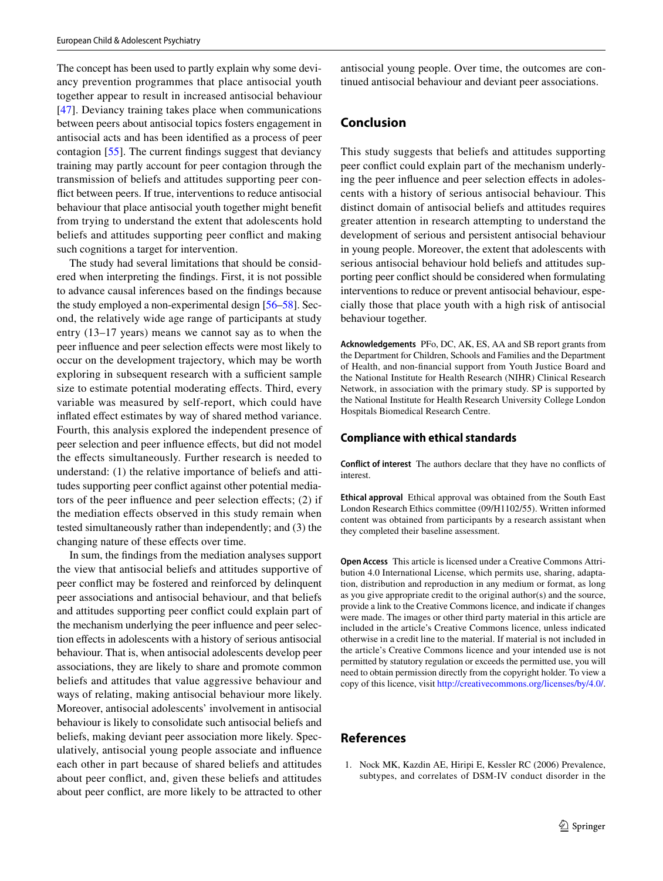The concept has been used to partly explain why some deviancy prevention programmes that place antisocial youth together appear to result in increased antisocial behaviour [47]. Deviancy training takes place when communications between peers about antisocial topics fosters engagement in antisocial acts and has been identified as a process of peer contagion [55]. The current findings suggest that deviancy training may partly account for peer contagion through the transmission of beliefs and attitudes supporting peer conflict between peers. If true, interventions to reduce antisocial behaviour that place antisocial youth together might benefit from trying to understand the extent that adolescents hold beliefs and attitudes supporting peer conflict and making such cognitions a target for intervention.

The study had several limitations that should be considered when interpreting the findings. First, it is not possible to advance causal inferences based on the findings because the study employed a non-experimental design [56–58]. Second, the relatively wide age range of participants at study entry (13–17 years) means we cannot say as to when the peer influence and peer selection effects were most likely to occur on the development trajectory, which may be worth exploring in subsequent research with a sufficient sample size to estimate potential moderating effects. Third, every variable was measured by self-report, which could have inflated effect estimates by way of shared method variance. Fourth, this analysis explored the independent presence of peer selection and peer influence effects, but did not model the effects simultaneously. Further research is needed to understand: (1) the relative importance of beliefs and attitudes supporting peer conflict against other potential mediators of the peer influence and peer selection effects; (2) if the mediation effects observed in this study remain when tested simultaneously rather than independently; and (3) the changing nature of these effects over time.

In sum, the findings from the mediation analyses support the view that antisocial beliefs and attitudes supportive of peer conflict may be fostered and reinforced by delinquent peer associations and antisocial behaviour, and that beliefs and attitudes supporting peer conflict could explain part of the mechanism underlying the peer influence and peer selection effects in adolescents with a history of serious antisocial behaviour. That is, when antisocial adolescents develop peer associations, they are likely to share and promote common beliefs and attitudes that value aggressive behaviour and ways of relating, making antisocial behaviour more likely. Moreover, antisocial adolescents' involvement in antisocial behaviour is likely to consolidate such antisocial beliefs and beliefs, making deviant peer association more likely. Speculatively, antisocial young people associate and influence each other in part because of shared beliefs and attitudes about peer conflict, and, given these beliefs and attitudes about peer conflict, are more likely to be attracted to other antisocial young people. Over time, the outcomes are continued antisocial behaviour and deviant peer associations.

## Conclusion

This study suggests that beliefs and attitudes supporting peer conflict could explain part of the mechanism underlying the peer influence and peer selection effects in adolescents with a history of serious antisocial behaviour. This distinct domain of antisocial beliefs and attitudes requires greater attention in research attempting to understand the development of serious and persistent antisocial behaviour in young people. Moreover, the extent that adolescents with serious antisocial behaviour hold beliefs and attitudes supporting peer conflict should be considered when formulating interventions to reduce or prevent antisocial behaviour, especially those that place youth with a high risk of antisocial behaviour together.

**Acknowledgements** PFo, DC, AK, ES, AA and SB report grants from the Department for Children, Schools and Families and the Department of Health, and non-financial support from Youth Justice Board and the National Institute for Health Research (NIHR) Clinical Research Network, in association with the primary study. SP is supported by the National Institute for Health Research University College London Hospitals Biomedical Research Centre.

### Compliance with ethical standards

**Conflict of interest** The authors declare that they have no conflicts of interest.

**Ethical approval** Ethical approval was obtained from the South East London Research Ethics committee (09/H1102/55). Written informed content was obtained from participants by a research assistant when they completed their baseline assessment.

**Open Access** This article is licensed under a Creative Commons Attribution 4.0 International License, which permits use, sharing, adaptation, distribution and reproduction in any medium or format, as long as you give appropriate credit to the original author(s) and the source, provide a link to the Creative Commons licence, and indicate if changes were made. The images or other third party material in this article are included in the article's Creative Commons licence, unless indicated otherwise in a credit line to the material. If material is not included in the article's Creative Commons licence and your intended use is not permitted by statutory regulation or exceeds the permitted use, you will need to obtain permission directly from the copyright holder. To view a copy of this licence, visit http://creativecommons.org/licenses/by/4.0/.

## References

1. Nock MK, Kazdin AE, Hiripi E, Kessler RC (2006) Prevalence, subtypes, and correlates of DSM-IV conduct disorder in the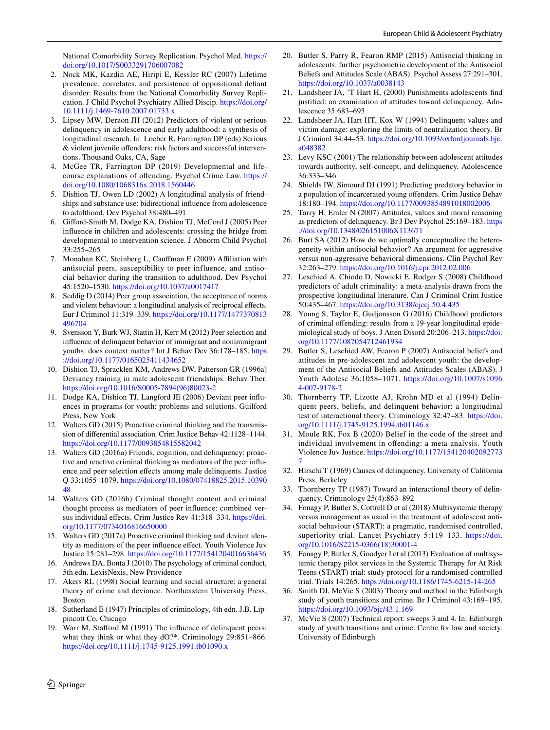National Comorbidity Survey Replication. Psychol Med. https://doi.org/10.1017/S0033291706007082

2. Nock MK, Kazdin AE, Hiripi E, Kessler RC (2007) Lifetime prevalence, correlates, and persistence of oppositional defiant disorder: Results from the National Comorbidity Survey Replication. J Child Psychol Psychiatry Allied Discip. https://doi.org/10.1111/j.1469-7610.2007.01733.x
3. Lipsey MW, Derzon JH (2012) Predictors of violent or serious delinquency in adolescence and early adulthood: a synthesis of longitudinal research. In: Loeber R, Farrington DP (eds) Serious & violent juvenile offenders: risk factors and successful interventions. Thousand Oaks, CA, Sage
4. McGee TR, Farrington DP (2019) Developmental and life-course explanations of offending. Psychol Crime Law. https://doi.org/10.1080/1068316x.2018.1560446
5. Dishion TJ, Owen LD (2002) A longitudinal analysis of friendships and substance use: bidirectional influence from adolescence to adulthood. Dev Psychol 38:480–491
6. Gifford-Smith M, Dodge KA, Dishion TJ, McCord J (2005) Peer influence in children and adolescents: crossing the bridge from developmental to intervention science. J Abnorm Child Psychol 33:255–265
7. Monahan KC, Steinberg L, Cauffman E (2009) Affiliation with antisocial peers, susceptibility to peer influence, and antisocial behavior during the transition to adulthood. Dev Psychol 45:1520–1530. https://doi.org/10.1037/a0017417
8. Seddig D (2014) Peer group association, the acceptance of norms and violent behaviour: a longitudinal analysis of reciprocal effects. Eur J Criminol 11:319–339. https://doi.org/10.1177/1477370813496704
9. Svensson Y, Burk WJ, Stattin H, Kerr M (2012) Peer selection and influence of delinquent behavior of immigrant and nonimmigrant youths: does context matter? Int J Behav Dev 36:178–185. https://doi.org/10.1177/0165025411434652
10. Dishion TJ, Spracklen KM, Andrews DW, Patterson GR (1996a) Deviancy training in male adolescent friendships. Behav Ther. https://doi.org/10.1016/S0005-7894(96)80023-2
11. Dodge KA, Dishion TJ, Langford JE (2006) Deviant peer influences in programs for youth: problems and solutions. Guilford Press, New York
12. Walters GD (2015) Proactive criminal thinking and the transmission of differential association. Crim Justice Behav 42:1128–1144. https://doi.org/10.1177/0093854815582042
13. Walters GD (2016a) Friends, cognition, and delinquency: proactive and reactive criminal thinking as mediators of the peer influence and peer selection effects among male delinquents. Justice Q 33:1055–1079. https://doi.org/10.1080/07418825.2015.1039048
14. Walters GD (2016b) Criminal thought content and criminal thought process as mediators of peer influence: combined versus individual effects. Crim Justice Rev 41:318–334. https://doi.org/10.1177/0734016816650000
15. Walters GD (2017a) Proactive criminal thinking and deviant identity as mediators of the peer influence effect. Youth Violence Juv Justice 15:281–298. https://doi.org/10.1177/1541204016636436
16. Andrews DA, Bonta J (2010) The psychology of criminal conduct, 5th edn. LexisNexis, New Providence
17. Akers RL (1998) Social learning and social structure: a general theory of crime and deviance. Northeastern University Press, Boston
18. Sutherland E (1947) Principles of criminology, 4th edn. J.B. Lippincott Co, Chicago
19. Warr M, Stafford M (1991) The influence of delinquent peers: what they think or what they dO?*. Criminology 29:851–866. https://doi.org/10.1111/j.1745-9125.1991.tb01090.x
20. Butler S, Parry R, Fearon RMP (2015) Antisocial thinking in adolescents: further psychometric development of the Antisocial Beliefs and Attitudes Scale (ABAS). Psychol Assess 27:291–301. https://doi.org/10.1037/a0038143
21. Landsheer JA, 'T Hart H, (2000) Punishments adolescents find justified: an examination of attitudes toward delinquency. Adolescence 35:683–693
22. Landsheer JA, Hart HT, Kox W (1994) Delinquent values and victim damage: exploring the limits of neutralization theory. Br J Criminol 34:44–53. https://doi.org/10.1093/oxfordjournals.bjc.a048382
23. Levy KSC (2001) The relationship between adolescent attitudes towards authority, self-concept, and delinquency. Adolescence 36:333–346
24. Shields IW, Simourd DJ (1991) Predicting predatory behavior in a population of incarcerated young offenders. Crim Justice Behav 18:180–194. https://doi.org/10.1177/0093854891018002006
25. Tarry H, Emler N (2007) Attitudes, values and moral reasoning as predictors of delinquency. Br J Dev Psychol 25:169–183. https://doi.org/10.1348/026151006X113671
26. Burt SA (2012) How do we optimally conceptualize the heterogeneity within antisocial behavior? An argument for aggressive versus non-aggressive behavioral dimensions. Clin Psychol Rev 32:263–279. https://doi.org/10.1016/j.cpr.2012.02.006
27. Leschied A, Chiodo D, Nowicki E, Rodger S (2008) Childhood predictors of adult criminality: a meta-analysis drawn from the prospective longitudinal literature. Can J Criminol Crim Justice 50:435–467. https://doi.org/10.3138/cjccj.50.4.435
28. Young S, Taylor E, Gudjonsson G (2016) Childhood predictors of criminal offending: results from a 19-year longitudinal epidemiological study of boys. J Atten Disord 20:206–213. https://doi.org/10.1177/1087054712461934
29. Butler S, Leschied AW, Fearon P (2007) Antisocial beliefs and attitudes in pre-adolescent and adolescent youth: the development of the Antisocial Beliefs and Attitudes Scales (ABAS). J Youth Adolesc 36:1058–1071. https://doi.org/10.1007/s10964-007-9178-2
30. Thornberry TP, Lizotte AJ, Krohn MD et al (1994) Delinquent peers, beliefs, and delinquent behavior: a longitudinal test of interactional theory. Criminology 32:47–83. https://doi.org/10.1111/j.1745-9125.1994.tb01146.x
31. Moule RK, Fox B (2020) Belief in the code of the street and individual involvement in offending: a meta-analysis. Youth Violence Juv Justice. https://doi.org/10.1177/1541204020927737
32. Hirschi T (1969) Causes of delinquency. University of California Press, Berkeley
33. Thornberry TP (1987) Toward an interactional theory of delinquency. Criminology 25(4):863–892
34. Fonagy P, Butler S, Cottrell D et al (2018) Multisystemic therapy versus management as usual in the treatment of adolescent antisocial behaviour (START): a pragmatic, randomised controlled, superiority trial. Lancet Psychiatry 5:119–133. https://doi.org/10.1016/S2215-0366(18)30001-4
35. Fonagy P, Butler S, Goodyer I et al (2013) Evaluation of multisystemic therapy pilot services in the Systemic Therapy for At Risk Teens (START) trial: study protocol for a randomised controlled trial. Trials 14:265. https://doi.org/10.1186/1745-6215-14-265
36. Smith DJ, McVie S (2003) Theory and method in the Edinburgh study of youth transitions and crime. Br J Criminol 43:169–195. https://doi.org/10.1093/bjc/43.1.169
37. McVie S (2007) Technical report: sweeps 3 and 4. In: Edinburgh study of youth transitions and crime. Centre for law and society. University of Edinburgh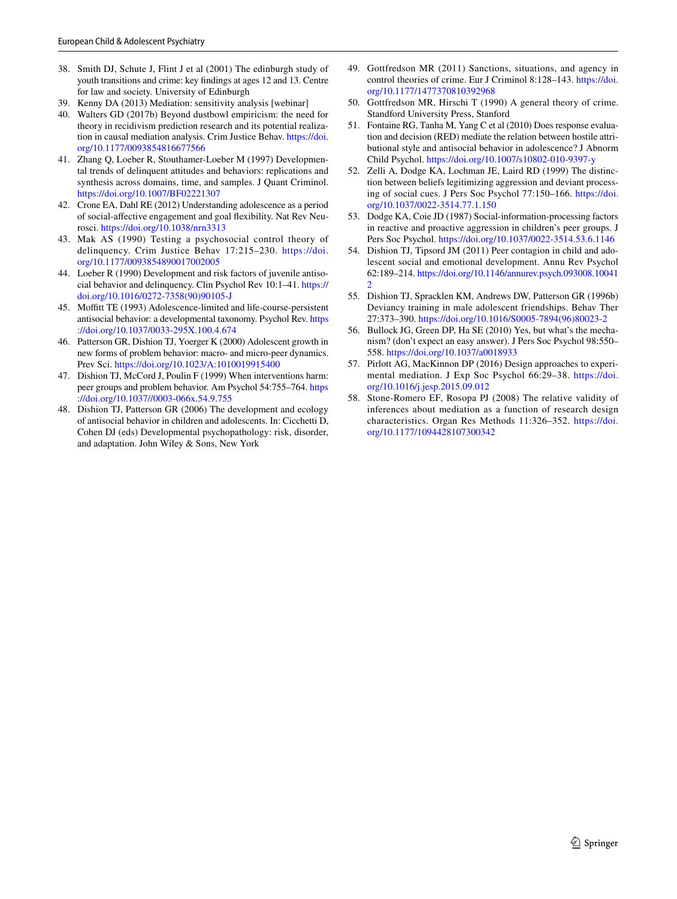38. Smith DJ, Schute J, Flint J et al (2001) The edinburgh study of youth transitions and crime: key findings at ages 12 and 13. Centre for law and society. University of Edinburgh
39. Kenny DA (2013) Mediation: sensitivity analysis [webinar]
40. Walters GD (2017b) Beyond dustbowl empiricism: the need for theory in recidivism prediction research and its potential realization in causal mediation analysis. Crim Justice Behav. https://doi.org/10.1177/0093854816677566
41. Zhang Q, Loeber R, Stouthamer-Loeber M (1997) Developmental trends of delinquent attitudes and behaviors: replications and synthesis across domains, time, and samples. J Quant Criminol. https://doi.org/10.1007/BF02221307
42. Crone EA, Dahl RE (2012) Understanding adolescence as a period of social-affective engagement and goal flexibility. Nat Rev Neurosci. https://doi.org/10.1038/nrn3313
43. Mak AS (1990) Testing a psychosocial control theory of delinquency. Crim Justice Behav 17:215–230. https://doi.org/10.1177/0093854890017002005
44. Loeber R (1990) Development and risk factors of juvenile antisocial behavior and delinquency. Clin Psychol Rev 10:1–41. https://doi.org/10.1016/0272-7358(90)90105-J
45. Moffitt TE (1993) Adolescence-limited and life-course-persistent antisocial behavior: a developmental taxonomy. Psychol Rev. https://doi.org/10.1037/0033-295X.100.4.674
46. Patterson GR, Dishion TJ, Yoerger K (2000) Adolescent growth in new forms of problem behavior: macro- and micro-peer dynamics. Prev Sci. https://doi.org/10.1023/A:1010019915400
47. Dishion TJ, McCord J, Poulin F (1999) When interventions harm: peer groups and problem behavior. Am Psychol 54:755–764. https://doi.org/10.1037//0003-066x.54.9.755
48. Dishion TJ, Patterson GR (2006) The development and ecology of antisocial behavior in children and adolescents. In: Cicchetti D, Cohen DJ (eds) Developmental psychopathology: risk, disorder, and adaptation. John Wiley & Sons, New York
49. Gottfredson MR (2011) Sanctions, situations, and agency in control theories of crime. Eur J Criminol 8:128–143. https://doi.org/10.1177/1477370810392968
50. Gottfredson MR, Hirschi T (1990) A general theory of crime. Standford University Press, Stanford
51. Fontaine RG, Tanha M, Yang C et al (2010) Does response evaluation and decision (RED) mediate the relation between hostile attributional style and antisocial behavior in adolescence? J Abnorm Child Psychol. https://doi.org/10.1007/s10802-010-9397-y
52. Zelli A, Dodge KA, Lochman JE, Laird RD (1999) The distinction between beliefs legitimizing aggression and deviant processing of social cues. J Pers Soc Psychol 77:150–166. https://doi.org/10.1037/0022-3514.77.1.150
53. Dodge KA, Coie JD (1987) Social-information-processing factors in reactive and proactive aggression in children's peer groups. J Pers Soc Psychol. https://doi.org/10.1037/0022-3514.53.6.1146
54. Dishion TJ, Tipsord JM (2011) Peer contagion in child and adolescent social and emotional development. Annu Rev Psychol 62:189–214. https://doi.org/10.1146/annurev.psych.093008.100412
55. Dishion TJ, Spracklen KM, Andrews DW, Patterson GR (1996b) Deviancy training in male adolescent friendships. Behav Ther 27:373–390. https://doi.org/10.1016/S0005-7894(96)80023-2
56. Bullock JG, Green DP, Ha SE (2010) Yes, but what's the mechanism? (don't expect an easy answer). J Pers Soc Psychol 98:550–558. https://doi.org/10.1037/a0018933
57. Pirlott AG, MacKinnon DP (2016) Design approaches to experimental mediation. J Exp Soc Psychol 66:29–38. https://doi.org/10.1016/j.jesp.2015.09.012
58. Stone-Romero EF, Rosopa PJ (2008) The relative validity of inferences about mediation as a function of research design characteristics. Organ Res Methods 11:326–352. https://doi.org/10.1177/1094428107300342